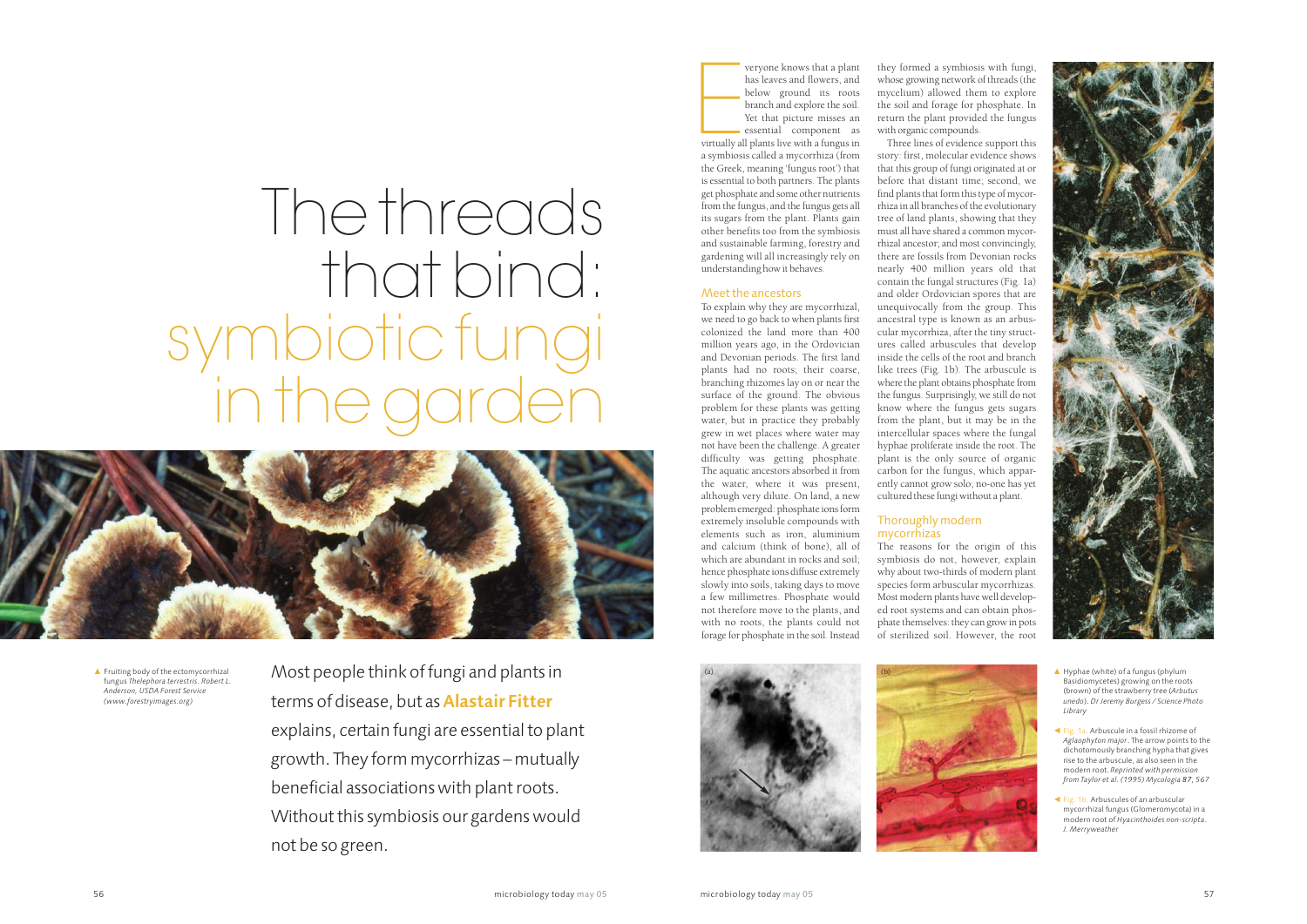# The threads that bind: symbiotic fungi in the garden

▲ Fruiting body of the ectomycorrhizal fungus *Thelephora terrestris*. *Robert L. Anderson, USDA Forest Service (www.forestryimages.org)*

Most people think of fungi and plants in terms of disease, but as **Alastair Fitter** explains, certain fungi are essential to plant growth. They form mycorrhizas – mutually beneficial associations with plant roots. Without this symbiosis our gardens would not be so green.

Everyone knows that a plant has leaves and flowers, and below ground its roots branch and explore the soil. Yet that picture misses an essential component as virtually all plants live with a fungus in a symbiosis called a mycorrhiza (from the Greek, meaning 'fungus root') that is essential to both partners. The plants get phosphate and some other nutrients from the fungus, and the fungus gets all its sugars from the plant. Plants gain other benefits too from the symbiosis and sustainable farming, forestry and gardening will all increasingly rely on understanding how it behaves.

## Meet the ancestors

To explain why they are mycorrhizal, we need to go back to when plants first colonized the land more than 400 million years ago, in the Ordovician and Devonian periods. The first land plants had no roots; their coarse, branching rhizomes lay on or near the surface of the ground. The obvious problem for these plants was getting water, but in practice they probably grew in wet places where water may not have been the challenge. A greater difficulty was getting phosphate. The aquatic ancestors absorbed it from the water, where it was present, although very dilute. On land, a new problem emerged: phosphate ions form extremely insoluble compounds with elements such as iron, aluminium and calcium (think of bone), all of which are abundant in rocks and soil; hence phosphate ions diffuse extremely slowly into soils, taking days to move a few millimetres. Phosphate would not therefore move to the plants, and with no roots, the plants could not forage for phosphate in the soil. Instead they formed a symbiosis with fungi, whose growing network of threads (the mycelium) allowed them to explore the soil and forage for phosphate. In return the plant provided the fungus with organic compounds.

Three lines of evidence support this story: first, molecular evidence shows that this group of fungi originated at or before that distant time; second, we find plants that form this type of mycorrhiza in all branches of the evolutionary tree of land plants, showing that they must all have shared a common mycorrhizal ancestor; and most convincingly, there are fossils from Devonian rocks nearly 400 million years old that contain the fungal structures (Fig. 1a) and older Ordovician spores that are unequivocally from the group. This ancestral type is known as an arbuscular mycorrhiza, after the tiny structures called arbuscules that develop inside the cells of the root and branch like trees (Fig. 1b). The arbuscule is where the plant obtains phosphate from the fungus. Surprisingly, we still do not know where the fungus gets sugars from the plant, but it may be in the intercellular spaces where the fungal hyphae proliferate inside the root. The plant is the only source of organic carbon for the fungus, which apparently cannot grow solo; no-one has yet cultured these fungi without a plant.

## Thoroughly modern mycorrhizas

The reasons for the origin of this symbiosis do not, however, explain why about two-thirds of modern plant species form arbuscular mycorrhizas. Most modern plants have well developed root systems and can obtain phosphate themselves: they can grow in pots of sterilized soil. However, the root

▲ Hyphae (white) of a fungus (phylum Basidiomycetes) growing on the roots (brown) of the strawberry tree (*Arbutus unedo*). *Dr Jeremy Burgess / Science Photo Library*

◄ Fig. 1a. Arbuscule in a fossil rhizome of *Aglaophyton major*. The arrow points to the dichotomously branching hypha that gives rise to the arbuscule, as also seen in the modern root. *Reprinted with permission from Taylor et al. (1995) Mycologia* **87**, 567

◄ Fig. 1b. Arbuscules of an arbuscular mycorrhizal fungus (Glomeromycota) in a modern root of *Hyacinthoides non-scripta*. *J. Merryweather*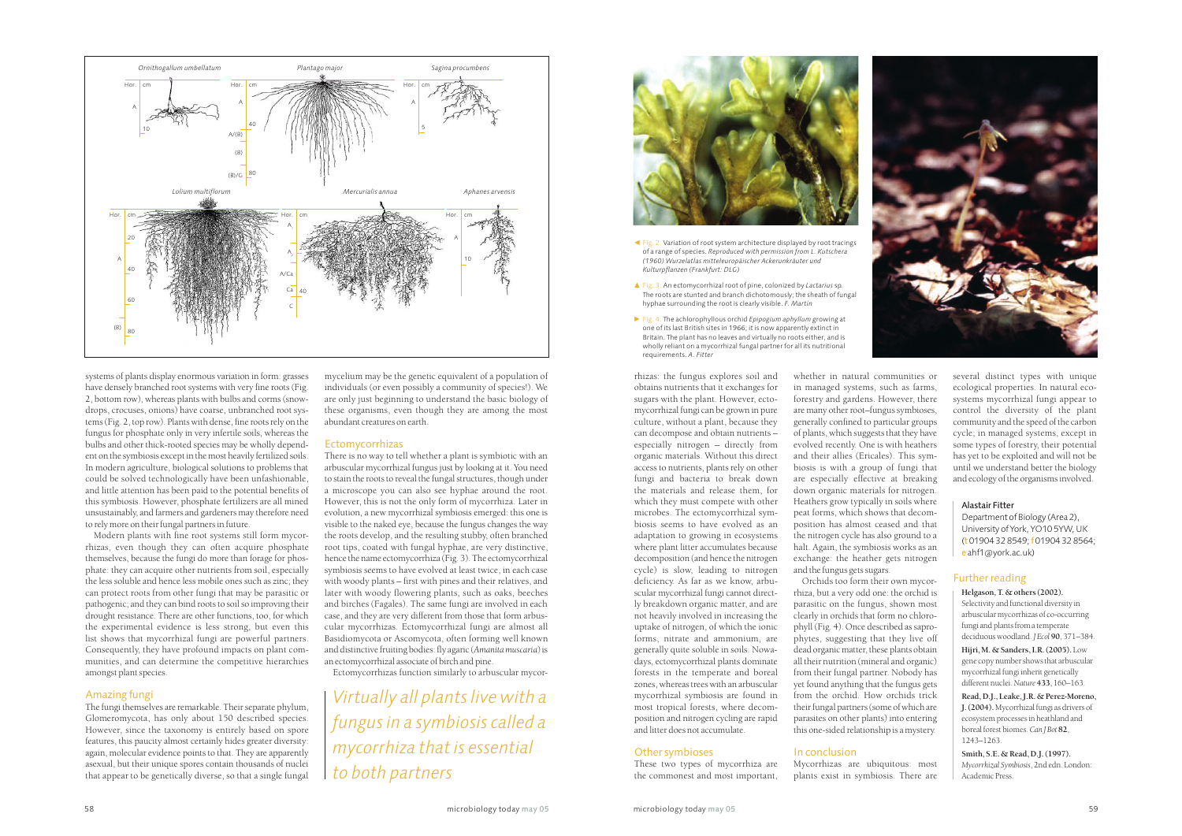Ornithogallum umbellatum

Plantago major

Sagina procumbens

Lolium multiflorum

Mercurialis annua

Aphanes arvensis

systems of plants display enormous variation in form: grasses have densely branched root systems with very fine roots (Fig. 2, bottom row), whereas plants with bulbs and corms (snowdrops, crocuses, onions) have coarse, unbranched root systems (Fig. 2, top row). Plants with dense, fine roots rely on the fungus for phosphate only in very infertile soils, whereas the bulbs and other thick-rooted species may be wholly dependent on the symbiosis except in the most heavily fertilized soils. In modern agriculture, biological solutions to problems that could be solved technologically have been unfashionable, and little attention has been paid to the potential benefits of this symbiosis. However, phosphate fertilizers are all mined unsustainably, and farmers and gardeners may therefore need to rely more on their fungal partners in future.

Modern plants with fine root systems still form mycorrhizas, even though they can often acquire phosphate themselves, because the fungi do more than forage for phosphate: they can acquire other nutrients from soil, especially the less soluble and hence less mobile ones such as zinc; they can protect roots from other fungi that may be parasitic or pathogenic; and they can bind roots to soil so improving their drought resistance. There are other functions, too, for which the experimental evidence is less strong, but even this list shows that mycorrhizal fungi are powerful partners. Consequently, they have profound impacts on plant communities, and can determine the competitive hierarchies amongst plant species.

## Amazing fungi

The fungi themselves are remarkable. Their separate phylum, Glomeromycota, has only about 150 described species. However, since the taxonomy is entirely based on spore features, this paucity almost certainly hides greater diversity: again, molecular evidence points to that. They are apparently asexual, but their unique spores contain thousands of nuclei that appear to be genetically diverse, so that a single fungal mycelium may be the genetic equivalent of a population of individuals (or even possibly a community of species!). We are only just beginning to understand the basic biology of these organisms, even though they are among the most abundant creatures on earth.

## Ectomycorrhizas

There is no way to tell whether a plant is symbiotic with an arbuscular mycorrhizal fungus just by looking at it. You need to stain the roots to reveal the fungal structures, though under a microscope you can also see hyphae around the root. However, this is not the only form of mycorrhiza. Later in evolution, a new mycorrhizal symbiosis emerged: this one is visible to the naked eye, because the fungus changes the way the roots develop, and the resulting stubby, often branched root tips, coated with fungal hyphae, are very distinctive, hence the name ectomycorrhiza (Fig. 3). The ectomycorrhizal symbiosis seems to have evolved at least twice, in each case with woody plants – first with pines and their relatives, and later with woody flowering plants, such as oaks, beeches and birches (Fagales). The same fungi are involved in each case, and they are very different from those that form arbuscular mycorrhizas. Ectomycorrhizal fungi are almost all Basidiomycota or Ascomycota, often forming well known and distinctive fruiting bodies: fly agaric (*Amanita muscaria*) is an ectomycorrhizal associate of birch and pine.

Ectomycorrhizas function similarly to arbuscular mycorrhizas: the fungus explores soil and obtains nutrients that it exchanges for sugars with the plant. However, ectomycorrhizal fungi can be grown in pure culture, without a plant, because they can decompose and obtain nutrients – especially nitrogen – directly from organic materials. Without this direct access to nutrients, plants rely on other fungi and bacteria to break down the materials and release them, for which they must compete with other microbes. The ectomycorrhizal symbiosis seems to have evolved as an adaptation to growing in ecosystems where plant litter accumulates because decomposition (and hence the nitrogen cycle) is slow, leading to nitrogen deficiency. As far as we know, arbuscular mycorrhizal fungi cannot directly breakdown organic matter, and are not heavily involved in increasing the uptake of nitrogen, of which the ionic forms, nitrate and ammonium, are generally quite soluble in soils. Nowadays, ectomycorrhizal plants dominate forests in the temperate and boreal zones, whereas trees with an arbuscular mycorrhizal symbiosis are found in most tropical forests, where decomposition and nitrogen cycling are rapid and litter does not accumulate.

*Virtually all plants live with a fungus in a symbiosis called a mycorrhiza that is essential to both partners*

## Other symbioses

These two types of mycorrhiza are the commonest and most important, whether in natural communities or in managed systems, such as farms, forestry and gardens. However, there are many other root–fungus symbioses, generally confined to particular groups of plants, which suggests that they have evolved recently. One is with heathers and their allies (Ericales). This symbiosis is with a group of fungi that are especially effective at breaking down organic materials for nitrogen. Heathers grow typically in soils where peat forms, which shows that decomposition has almost ceased and that the nitrogen cycle has also ground to a halt. Again, the symbiosis works as an exchange: the heather gets nitrogen and the fungus gets sugars.

Orchids too form their own mycorrhiza, but a very odd one: the orchid is parasitic on the fungus, shown most clearly in orchids that form no chlorophyll (Fig. 4). Once described as saprophytes, suggesting that they live off dead organic matter, these plants obtain all their nutrition (mineral and organic) from their fungal partner. Nobody has yet found anything that the fungus gets from the orchid. How orchids trick their fungal partners (some of which are parasites on other plants) into entering this one-sided relationship is a mystery.

## In conclusion

Mycorrhizas are ubiquitous: most plants exist in symbiosis. There are several distinct types with unique ecological properties. In natural ecosystems mycorrhizal fungi appear to control the diversity of the plant community and the speed of the carbon cycle; in managed systems, except in some types of forestry, their potential has yet to be exploited and will not be until we understand better the biology and ecology of the organisms involved.

◄ Fig. 2. Variation of root system architecture displayed by root tracings of a range of species. *Reproduced with permission from L. Kutschera (1960) Wurzelatlas mitteleuropäischer Ackerunkräuter und Kulturpflanzen (Frankfurt: DLG)*

▲ Fig. 3. An ectomycorrhizal root of pine, colonized by *Lactarius* sp. The roots are stunted and branch dichotomously; the sheath of fungal hyphae surrounding the root is clearly visible. *F. Martin*

► Fig. 4. The achlorophyllous orchid *Epipogium aphyllum* growing at one of its last British sites in 1966; it is now apparently extinct in Britain. The plant has no leaves and virtually no roots either, and is wholly reliant on a mycorrhizal fungal partner for all its nutritional requirements. *A. Fitter*

**Alastair Fitter**
Department of Biology (Area 2), University of York, YO10 5YW, UK
(t 01904 32 8549; f 01904 32 8564; e ahf1@york.ac.uk)

## Further reading

**Helgason, T. & others (2002).** Selectivity and functional diversity in arbuscular mycorrhizas of co-occurring fungi and plants from a temperate deciduous woodland. *J Ecol* **90**, 371–384.

**Hijri, M. & Sanders, I.R. (2005).** Low gene copy number shows that arbuscular mycorrhizal fungi inherit genetically different nuclei. *Nature* **433**, 160–163.

**Read, D.J., Leake, J.R. & Perez-Moreno, J. (2004).** Mycorrhizal fungi as drivers of ecosystem processes in heathland and boreal forest biomes. *Can J Bot* **82**, 1243–1263.

**Smith, S.E. & Read, D.J. (1997).** *Mycorrhizal Symbiosis*, 2nd edn. London: Academic Press.